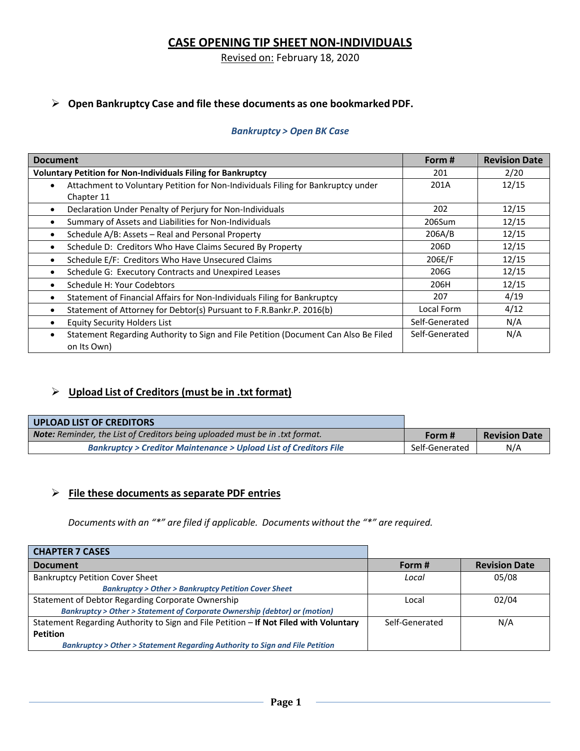# CASE OPENING TIP SHEET NON-INDIVIDUALS

Revised on: February 18, 2020

## ➢ Open Bankruptcy Case and file these documents as one bookmarked PDF.

***Bankruptcy > Open BK Case***

| Document | Form # | Revision Date |
|---|---|---|
| **Voluntary Petition for Non-Individuals Filing for Bankruptcy** | 201 | 2/20 |
| • Attachment to Voluntary Petition for Non-Individuals Filing for Bankruptcy under Chapter 11 | 201A | 12/15 |
| • Declaration Under Penalty of Perjury for Non-Individuals | 202 | 12/15 |
| • Summary of Assets and Liabilities for Non-Individuals | 206Sum | 12/15 |
| • Schedule A/B: Assets – Real and Personal Property | 206A/B | 12/15 |
| • Schedule D: Creditors Who Have Claims Secured By Property | 206D | 12/15 |
| • Schedule E/F: Creditors Who Have Unsecured Claims | 206E/F | 12/15 |
| • Schedule G: Executory Contracts and Unexpired Leases | 206G | 12/15 |
| • Schedule H: Your Codebtors | 206H | 12/15 |
| • Statement of Financial Affairs for Non-Individuals Filing for Bankruptcy | 207 | 4/19 |
| • Statement of Attorney for Debtor(s) Pursuant to F.R.Bankr.P. 2016(b) | Local Form | 4/12 |
| • Equity Security Holders List | Self-Generated | N/A |
| • Statement Regarding Authority to Sign and File Petition (Document Can Also Be Filed on Its Own) | Self-Generated | N/A |

## ➢ Upload List of Creditors (must be in .txt format)

| UPLOAD LIST OF CREDITORS | | |
|---|---|---|
| ***Note:*** *Reminder, the List of Creditors being uploaded must be in .txt format.* | **Form #** | **Revision Date** |
| ***Bankruptcy > Creditor Maintenance > Upload List of Creditors File*** | Self-Generated | N/A |

## ➢ File these documents as separate PDF entries

*Documents with an "*" are filed if applicable. Documents without the "*" are required.*

| CHAPTER 7 CASES | | |
|---|---|---|
| **Document** | **Form #** | **Revision Date** |
| Bankruptcy Petition Cover Sheet<br>***Bankruptcy > Other > Bankruptcy Petition Cover Sheet*** | *Local* | 05/08 |
| Statement of Debtor Regarding Corporate Ownership<br>***Bankruptcy > Other > Statement of Corporate Ownership (debtor) or (motion)*** | Local | 02/04 |
| Statement Regarding Authority to Sign and File Petition – **If Not Filed with Voluntary Petition**<br>***Bankruptcy > Other > Statement Regarding Authority to Sign and File Petition*** | Self-Generated | N/A |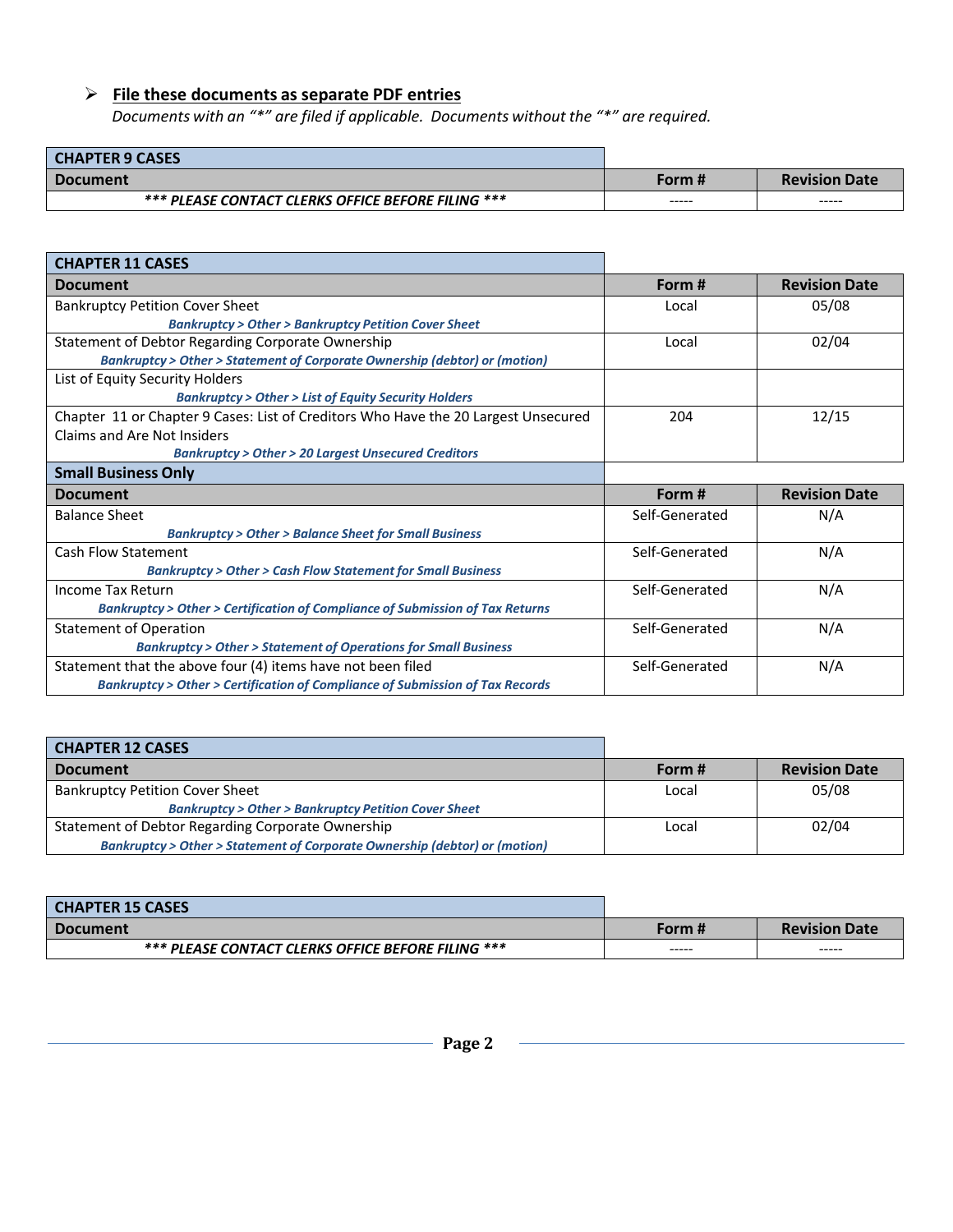- **File these documents as separate PDF entries**

  *Documents with an "*" are filed if applicable. Documents without the "*" are required.*

| CHAPTER 9 CASES | | |
|---|---|---|
| **Document** | **Form #** | **Revision Date** |
| ***\*\*\* PLEASE CONTACT CLERKS OFFICE BEFORE FILING \*\*\**** | ----- | ----- |

| CHAPTER 11 CASES | | |
|---|---|---|
| **Document** | **Form #** | **Revision Date** |
| Bankruptcy Petition Cover Sheet<br>***Bankruptcy > Other > Bankruptcy Petition Cover Sheet*** | Local | 05/08 |
| Statement of Debtor Regarding Corporate Ownership<br>***Bankruptcy > Other > Statement of Corporate Ownership (debtor) or (motion)*** | Local | 02/04 |
| List of Equity Security Holders<br>***Bankruptcy > Other > List of Equity Security Holders*** | | |
| Chapter 11 or Chapter 9 Cases: List of Creditors Who Have the 20 Largest Unsecured Claims and Are Not Insiders<br>***Bankruptcy > Other > 20 Largest Unsecured Creditors*** | 204 | 12/15 |
| **Small Business Only** | | |
| **Document** | **Form #** | **Revision Date** |
| Balance Sheet<br>***Bankruptcy > Other > Balance Sheet for Small Business*** | Self-Generated | N/A |
| Cash Flow Statement<br>***Bankruptcy > Other > Cash Flow Statement for Small Business*** | Self-Generated | N/A |
| Income Tax Return<br>***Bankruptcy > Other > Certification of Compliance of Submission of Tax Returns*** | Self-Generated | N/A |
| Statement of Operation<br>***Bankruptcy > Other > Statement of Operations for Small Business*** | Self-Generated | N/A |
| Statement that the above four (4) items have not been filed<br>***Bankruptcy > Other > Certification of Compliance of Submission of Tax Records*** | Self-Generated | N/A |

| CHAPTER 12 CASES | | |
|---|---|---|
| **Document** | **Form #** | **Revision Date** |
| Bankruptcy Petition Cover Sheet<br>***Bankruptcy > Other > Bankruptcy Petition Cover Sheet*** | Local | 05/08 |
| Statement of Debtor Regarding Corporate Ownership<br>***Bankruptcy > Other > Statement of Corporate Ownership (debtor) or (motion)*** | Local | 02/04 |

| CHAPTER 15 CASES | | |
|---|---|---|
| **Document** | **Form #** | **Revision Date** |
| ***\*\*\* PLEASE CONTACT CLERKS OFFICE BEFORE FILING \*\*\**** | ----- | ----- |